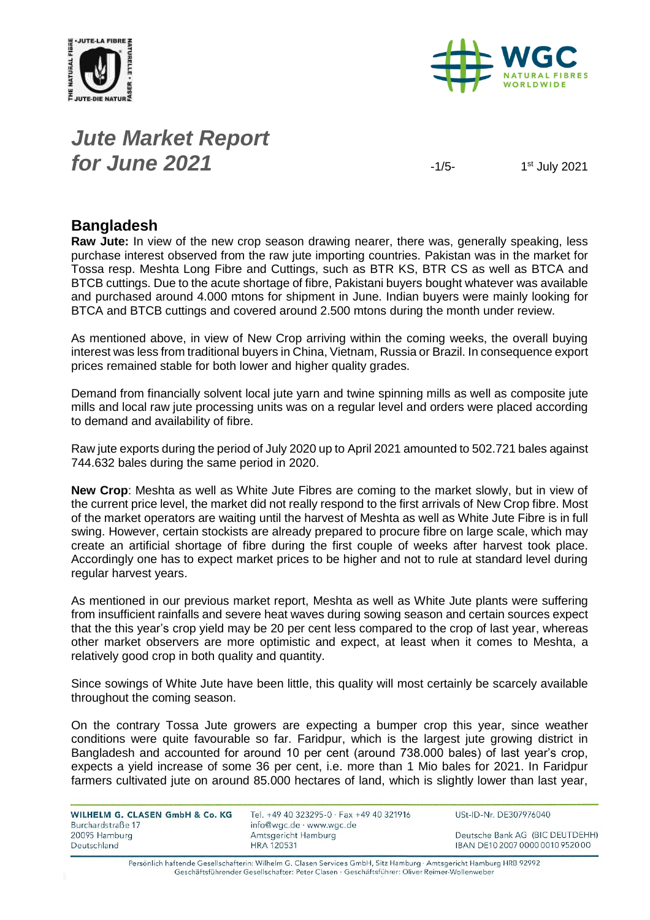# *Jute Market Report for June 2021*

1st July 2021

## Bangladesh

**Raw Jute:** In view of the new crop season drawing nearer, there was, generally speaking, less purchase interest observed from the raw jute importing countries. Pakistan was in the market for Tossa resp. Meshta Long Fibre and Cuttings, such as BTR KS, BTR CS as well as BTCA and BTCB cuttings. Due to the acute shortage of fibre, Pakistani buyers bought whatever was available and purchased around 4.000 mtons for shipment in June. Indian buyers were mainly looking for BTCA and BTCB cuttings and covered around 2.500 mtons during the month under review.

As mentioned above, in view of New Crop arriving within the coming weeks, the overall buying interest was less from traditional buyers in China, Vietnam, Russia or Brazil. In consequence export prices remained stable for both lower and higher quality grades.

Demand from financially solvent local jute yarn and twine spinning mills as well as composite jute mills and local raw jute processing units was on a regular level and orders were placed according to demand and availability of fibre.

Raw jute exports during the period of July 2020 up to April 2021 amounted to 502.721 bales against 744.632 bales during the same period in 2020.

**New Crop**: Meshta as well as White Jute Fibres are coming to the market slowly, but in view of the current price level, the market did not really respond to the first arrivals of New Crop fibre. Most of the market operators are waiting until the harvest of Meshta as well as White Jute Fibre is in full swing. However, certain stockists are already prepared to procure fibre on large scale, which may create an artificial shortage of fibre during the first couple of weeks after harvest took place. Accordingly one has to expect market prices to be higher and not to rule at standard level during regular harvest years.

As mentioned in our previous market report, Meshta as well as White Jute plants were suffering from insufficient rainfalls and severe heat waves during sowing season and certain sources expect that the this year's crop yield may be 20 per cent less compared to the crop of last year, whereas other market observers are more optimistic and expect, at least when it comes to Meshta, a relatively good crop in both quality and quantity.

Since sowings of White Jute have been little, this quality will most certainly be scarcely available throughout the coming season.

On the contrary Tossa Jute growers are expecting a bumper crop this year, since weather conditions were quite favourable so far. Faridpur, which is the largest jute growing district in Bangladesh and accounted for around 10 per cent (around 738.000 bales) of last year's crop, expects a yield increase of some 36 per cent, i.e. more than 1 Mio bales for 2021. In Faridpur farmers cultivated jute on around 85.000 hectares of land, which is slightly lower than last year,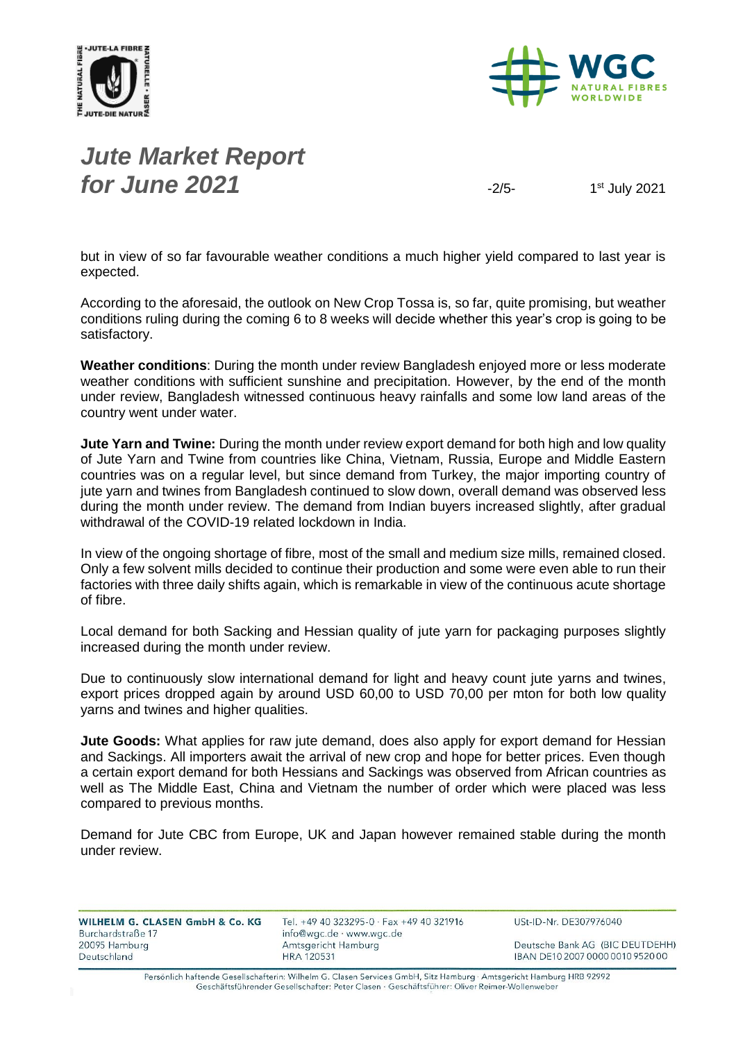but in view of so far favourable weather conditions a much higher yield compared to last year is expected.

According to the aforesaid, the outlook on New Crop Tossa is, so far, quite promising, but weather conditions ruling during the coming 6 to 8 weeks will decide whether this year's crop is going to be satisfactory.

**Weather conditions**: During the month under review Bangladesh enjoyed more or less moderate weather conditions with sufficient sunshine and precipitation. However, by the end of the month under review, Bangladesh witnessed continuous heavy rainfalls and some low land areas of the country went under water.

**Jute Yarn and Twine:** During the month under review export demand for both high and low quality of Jute Yarn and Twine from countries like China, Vietnam, Russia, Europe and Middle Eastern countries was on a regular level, but since demand from Turkey, the major importing country of jute yarn and twines from Bangladesh continued to slow down, overall demand was observed less during the month under review. The demand from Indian buyers increased slightly, after gradual withdrawal of the COVID-19 related lockdown in India.

In view of the ongoing shortage of fibre, most of the small and medium size mills, remained closed. Only a few solvent mills decided to continue their production and some were even able to run their factories with three daily shifts again, which is remarkable in view of the continuous acute shortage of fibre.

Local demand for both Sacking and Hessian quality of jute yarn for packaging purposes slightly increased during the month under review.

Due to continuously slow international demand for light and heavy count jute yarns and twines, export prices dropped again by around USD 60,00 to USD 70,00 per mton for both low quality yarns and twines and higher qualities.

**Jute Goods:** What applies for raw jute demand, does also apply for export demand for Hessian and Sackings. All importers await the arrival of new crop and hope for better prices. Even though a certain export demand for both Hessians and Sackings was observed from African countries as well as The Middle East, China and Vietnam the number of order which were placed was less compared to previous months.

Demand for Jute CBC from Europe, UK and Japan however remained stable during the month under review.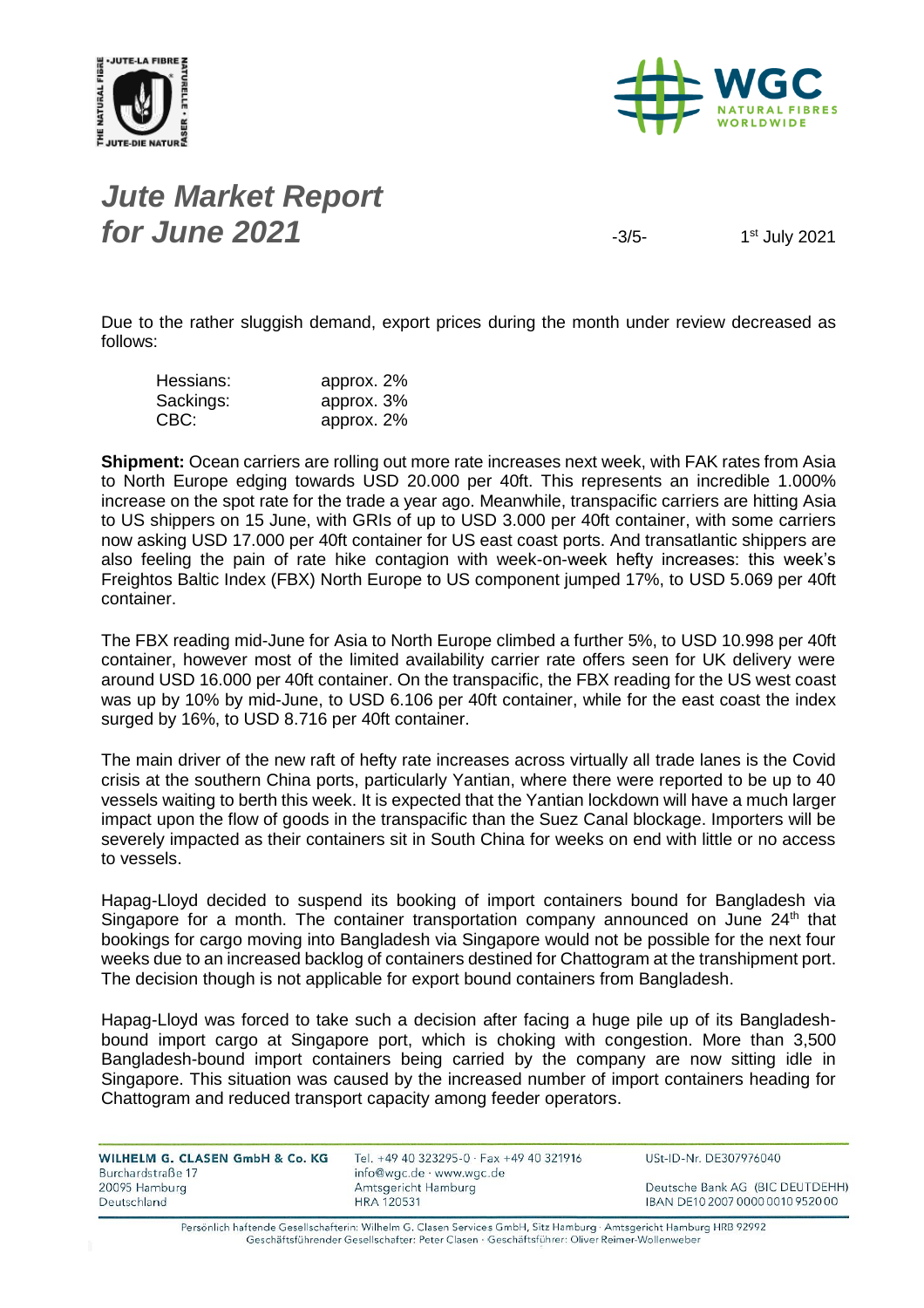# *Jute Market Report for June 2021*

1st July 2021

Due to the rather sluggish demand, export prices during the month under review decreased as follows:

| | |
|---|---|
| Hessians: | approx. 2% |
| Sackings: | approx. 3% |
| CBC: | approx. 2% |

**Shipment:** Ocean carriers are rolling out more rate increases next week, with FAK rates from Asia to North Europe edging towards USD 20.000 per 40ft. This represents an incredible 1.000% increase on the spot rate for the trade a year ago. Meanwhile, transpacific carriers are hitting Asia to US shippers on 15 June, with GRIs of up to USD 3.000 per 40ft container, with some carriers now asking USD 17.000 per 40ft container for US east coast ports. And transatlantic shippers are also feeling the pain of rate hike contagion with week-on-week hefty increases: this week's Freightos Baltic Index (FBX) North Europe to US component jumped 17%, to USD 5.069 per 40ft container.

The FBX reading mid-June for Asia to North Europe climbed a further 5%, to USD 10.998 per 40ft container, however most of the limited availability carrier rate offers seen for UK delivery were around USD 16.000 per 40ft container. On the transpacific, the FBX reading for the US west coast was up by 10% by mid-June, to USD 6.106 per 40ft container, while for the east coast the index surged by 16%, to USD 8.716 per 40ft container.

The main driver of the new raft of hefty rate increases across virtually all trade lanes is the Covid crisis at the southern China ports, particularly Yantian, where there were reported to be up to 40 vessels waiting to berth this week. It is expected that the Yantian lockdown will have a much larger impact upon the flow of goods in the transpacific than the Suez Canal blockage. Importers will be severely impacted as their containers sit in South China for weeks on end with little or no access to vessels.

Hapag-Lloyd decided to suspend its booking of import containers bound for Bangladesh via Singapore for a month. The container transportation company announced on June 24th that bookings for cargo moving into Bangladesh via Singapore would not be possible for the next four weeks due to an increased backlog of containers destined for Chattogram at the transhipment port. The decision though is not applicable for export bound containers from Bangladesh.

Hapag-Lloyd was forced to take such a decision after facing a huge pile up of its Bangladesh-bound import cargo at Singapore port, which is choking with congestion. More than 3,500 Bangladesh-bound import containers being carried by the company are now sitting idle in Singapore. This situation was caused by the increased number of import containers heading for Chattogram and reduced transport capacity among feeder operators.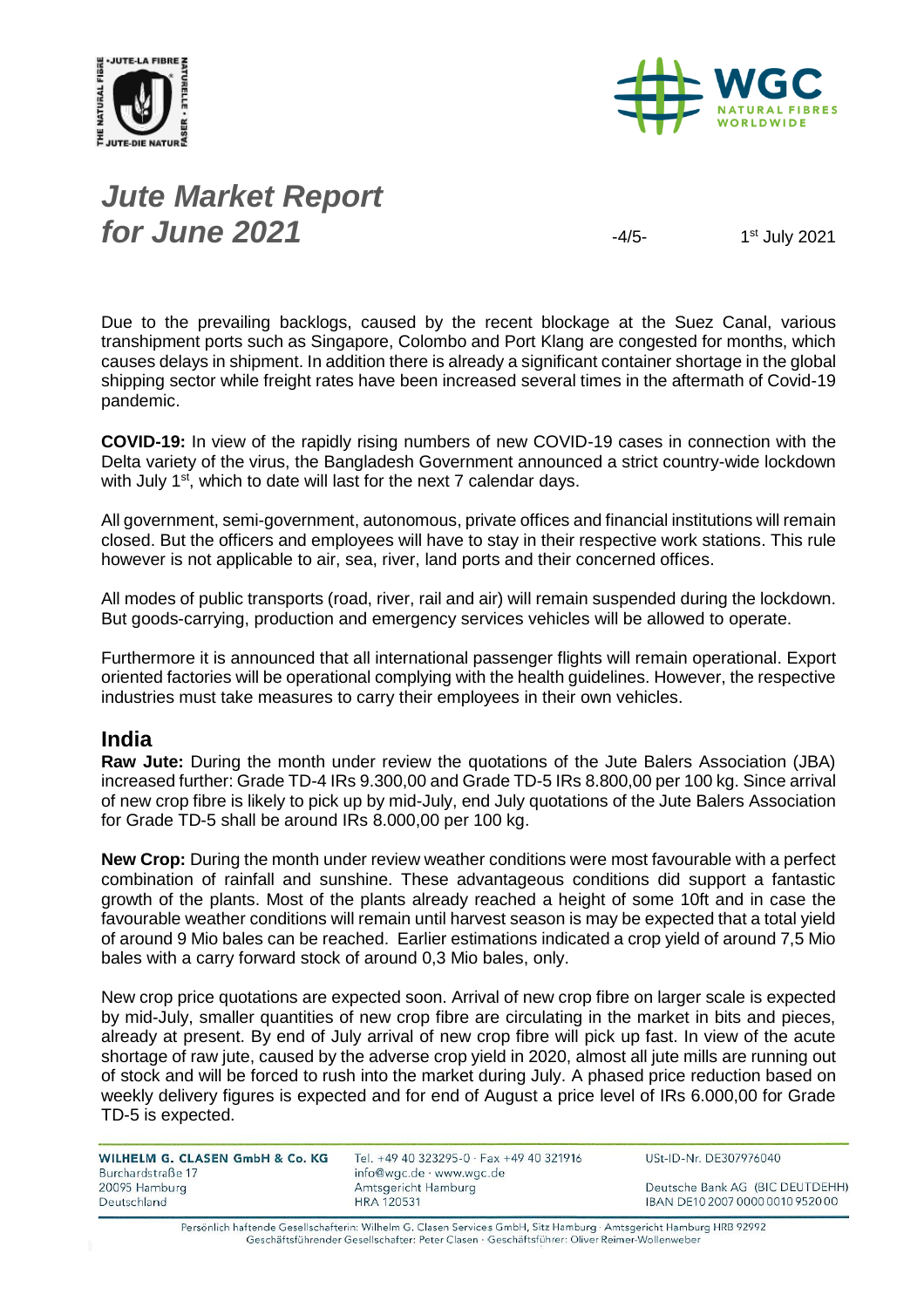# *Jute Market Report for June 2021*

1st July 2021

Due to the prevailing backlogs, caused by the recent blockage at the Suez Canal, various transhipment ports such as Singapore, Colombo and Port Klang are congested for months, which causes delays in shipment. In addition there is already a significant container shortage in the global shipping sector while freight rates have been increased several times in the aftermath of Covid-19 pandemic.

**COVID-19:** In view of the rapidly rising numbers of new COVID-19 cases in connection with the Delta variety of the virus, the Bangladesh Government announced a strict country-wide lockdown with July 1st, which to date will last for the next 7 calendar days.

All government, semi-government, autonomous, private offices and financial institutions will remain closed. But the officers and employees will have to stay in their respective work stations. This rule however is not applicable to air, sea, river, land ports and their concerned offices.

All modes of public transports (road, river, rail and air) will remain suspended during the lockdown. But goods-carrying, production and emergency services vehicles will be allowed to operate.

Furthermore it is announced that all international passenger flights will remain operational. Export oriented factories will be operational complying with the health guidelines. However, the respective industries must take measures to carry their employees in their own vehicles.

## India

**Raw Jute:** During the month under review the quotations of the Jute Balers Association (JBA) increased further: Grade TD-4 IRs 9.300,00 and Grade TD-5 IRs 8.800,00 per 100 kg. Since arrival of new crop fibre is likely to pick up by mid-July, end July quotations of the Jute Balers Association for Grade TD-5 shall be around IRs 8.000,00 per 100 kg.

**New Crop:** During the month under review weather conditions were most favourable with a perfect combination of rainfall and sunshine. These advantageous conditions did support a fantastic growth of the plants. Most of the plants already reached a height of some 10ft and in case the favourable weather conditions will remain until harvest season is may be expected that a total yield of around 9 Mio bales can be reached. Earlier estimations indicated a crop yield of around 7,5 Mio bales with a carry forward stock of around 0,3 Mio bales, only.

New crop price quotations are expected soon. Arrival of new crop fibre on larger scale is expected by mid-July, smaller quantities of new crop fibre are circulating in the market in bits and pieces, already at present. By end of July arrival of new crop fibre will pick up fast. In view of the acute shortage of raw jute, caused by the adverse crop yield in 2020, almost all jute mills are running out of stock and will be forced to rush into the market during July. A phased price reduction based on weekly delivery figures is expected and for end of August a price level of IRs 6.000,00 for Grade TD-5 is expected.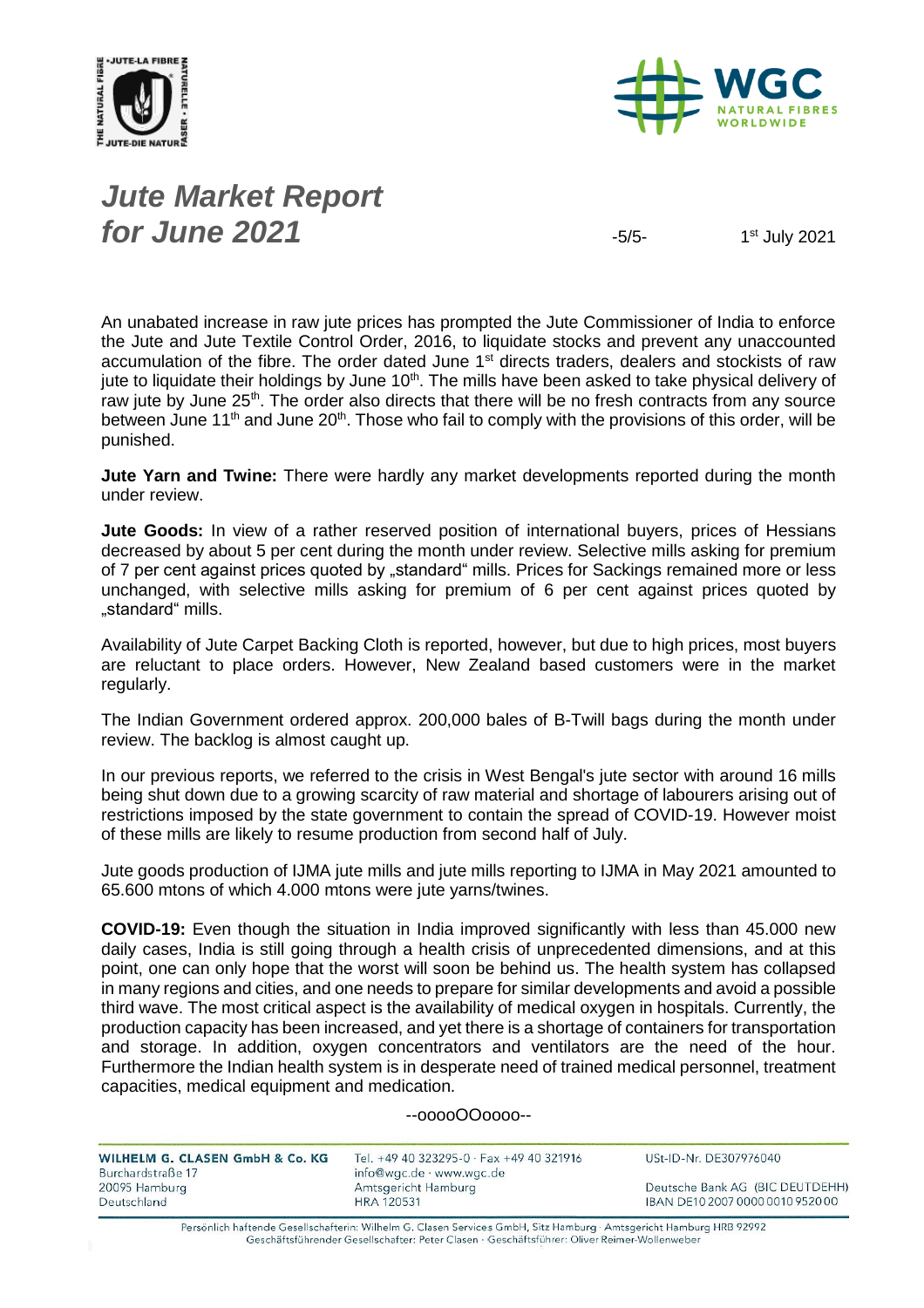# *Jute Market Report for June 2021*

1st July 2021

An unabated increase in raw jute prices has prompted the Jute Commissioner of India to enforce the Jute and Jute Textile Control Order, 2016, to liquidate stocks and prevent any unaccounted accumulation of the fibre. The order dated June 1st directs traders, dealers and stockists of raw jute to liquidate their holdings by June 10th. The mills have been asked to take physical delivery of raw jute by June 25th. The order also directs that there will be no fresh contracts from any source between June 11th and June 20th. Those who fail to comply with the provisions of this order, will be punished.

**Jute Yarn and Twine:** There were hardly any market developments reported during the month under review.

**Jute Goods:** In view of a rather reserved position of international buyers, prices of Hessians decreased by about 5 per cent during the month under review. Selective mills asking for premium of 7 per cent against prices quoted by „standard" mills. Prices for Sackings remained more or less unchanged, with selective mills asking for premium of 6 per cent against prices quoted by „standard" mills.

Availability of Jute Carpet Backing Cloth is reported, however, but due to high prices, most buyers are reluctant to place orders. However, New Zealand based customers were in the market regularly.

The Indian Government ordered approx. 200,000 bales of B-Twill bags during the month under review. The backlog is almost caught up.

In our previous reports, we referred to the crisis in West Bengal's jute sector with around 16 mills being shut down due to a growing scarcity of raw material and shortage of labourers arising out of restrictions imposed by the state government to contain the spread of COVID-19. However moist of these mills are likely to resume production from second half of July.

Jute goods production of IJMA jute mills and jute mills reporting to IJMA in May 2021 amounted to 65.600 mtons of which 4.000 mtons were jute yarns/twines.

**COVID-19:** Even though the situation in India improved significantly with less than 45.000 new daily cases, India is still going through a health crisis of unprecedented dimensions, and at this point, one can only hope that the worst will soon be behind us. The health system has collapsed in many regions and cities, and one needs to prepare for similar developments and avoid a possible third wave. The most critical aspect is the availability of medical oxygen in hospitals. Currently, the production capacity has been increased, and yet there is a shortage of containers for transportation and storage. In addition, oxygen concentrators and ventilators are the need of the hour. Furthermore the Indian health system is in desperate need of trained medical personnel, treatment capacities, medical equipment and medication.

--ooooOOoooo--